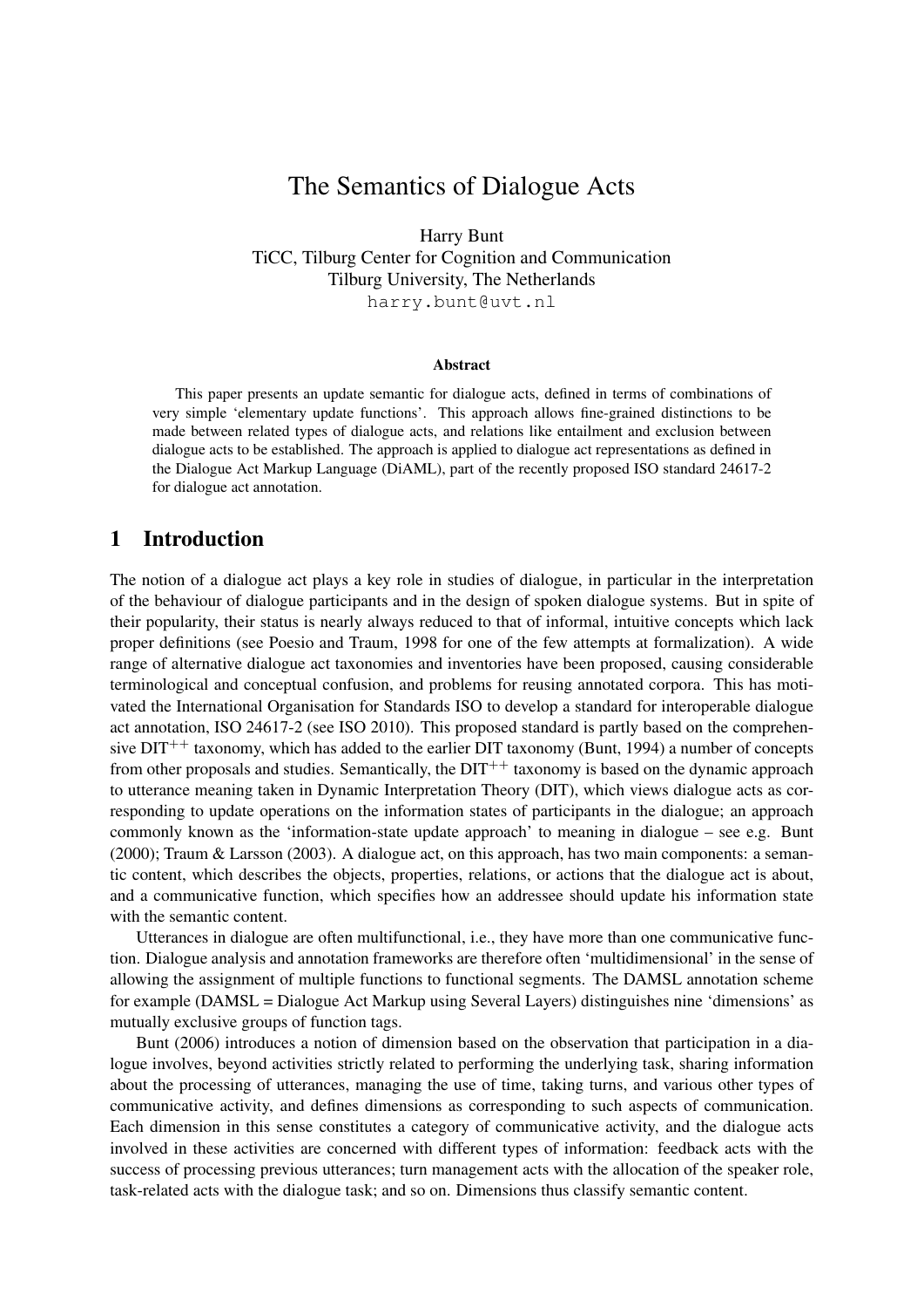# The Semantics of Dialogue Acts

Harry Bunt
TiCC, Tilburg Center for Cognition and Communication
Tilburg University, The Netherlands
harry.bunt@uvt.nl

### Abstract

This paper presents an update semantic for dialogue acts, defined in terms of combinations of very simple 'elementary update functions'. This approach allows fine-grained distinctions to be made between related types of dialogue acts, and relations like entailment and exclusion between dialogue acts to be established. The approach is applied to dialogue act representations as defined in the Dialogue Act Markup Language (DiAML), part of the recently proposed ISO standard 24617-2 for dialogue act annotation.

## 1 Introduction

The notion of a dialogue act plays a key role in studies of dialogue, in particular in the interpretation of the behaviour of dialogue participants and in the design of spoken dialogue systems. But in spite of their popularity, their status is nearly always reduced to that of informal, intuitive concepts which lack proper definitions (see Poesio and Traum, 1998 for one of the few attempts at formalization). A wide range of alternative dialogue act taxonomies and inventories have been proposed, causing considerable terminological and conceptual confusion, and problems for reusing annotated corpora. This has motivated the International Organisation for Standards ISO to develop a standard for interoperable dialogue act annotation, ISO 24617-2 (see ISO 2010). This proposed standard is partly based on the comprehensive DIT$^{++}$ taxonomy, which has added to the earlier DIT taxonomy (Bunt, 1994) a number of concepts from other proposals and studies. Semantically, the DIT$^{++}$ taxonomy is based on the dynamic approach to utterance meaning taken in Dynamic Interpretation Theory (DIT), which views dialogue acts as corresponding to update operations on the information states of participants in the dialogue; an approach commonly known as the 'information-state update approach' to meaning in dialogue – see e.g. Bunt (2000); Traum & Larsson (2003). A dialogue act, on this approach, has two main components: a semantic content, which describes the objects, properties, relations, or actions that the dialogue act is about, and a communicative function, which specifies how an addressee should update his information state with the semantic content.

Utterances in dialogue are often multifunctional, i.e., they have more than one communicative function. Dialogue analysis and annotation frameworks are therefore often 'multidimensional' in the sense of allowing the assignment of multiple functions to functional segments. The DAMSL annotation scheme for example (DAMSL = Dialogue Act Markup using Several Layers) distinguishes nine 'dimensions' as mutually exclusive groups of function tags.

Bunt (2006) introduces a notion of dimension based on the observation that participation in a dialogue involves, beyond activities strictly related to performing the underlying task, sharing information about the processing of utterances, managing the use of time, taking turns, and various other types of communicative activity, and defines dimensions as corresponding to such aspects of communication. Each dimension in this sense constitutes a category of communicative activity, and the dialogue acts involved in these activities are concerned with different types of information: feedback acts with the success of processing previous utterances; turn management acts with the allocation of the speaker role, task-related acts with the dialogue task; and so on. Dimensions thus classify semantic content.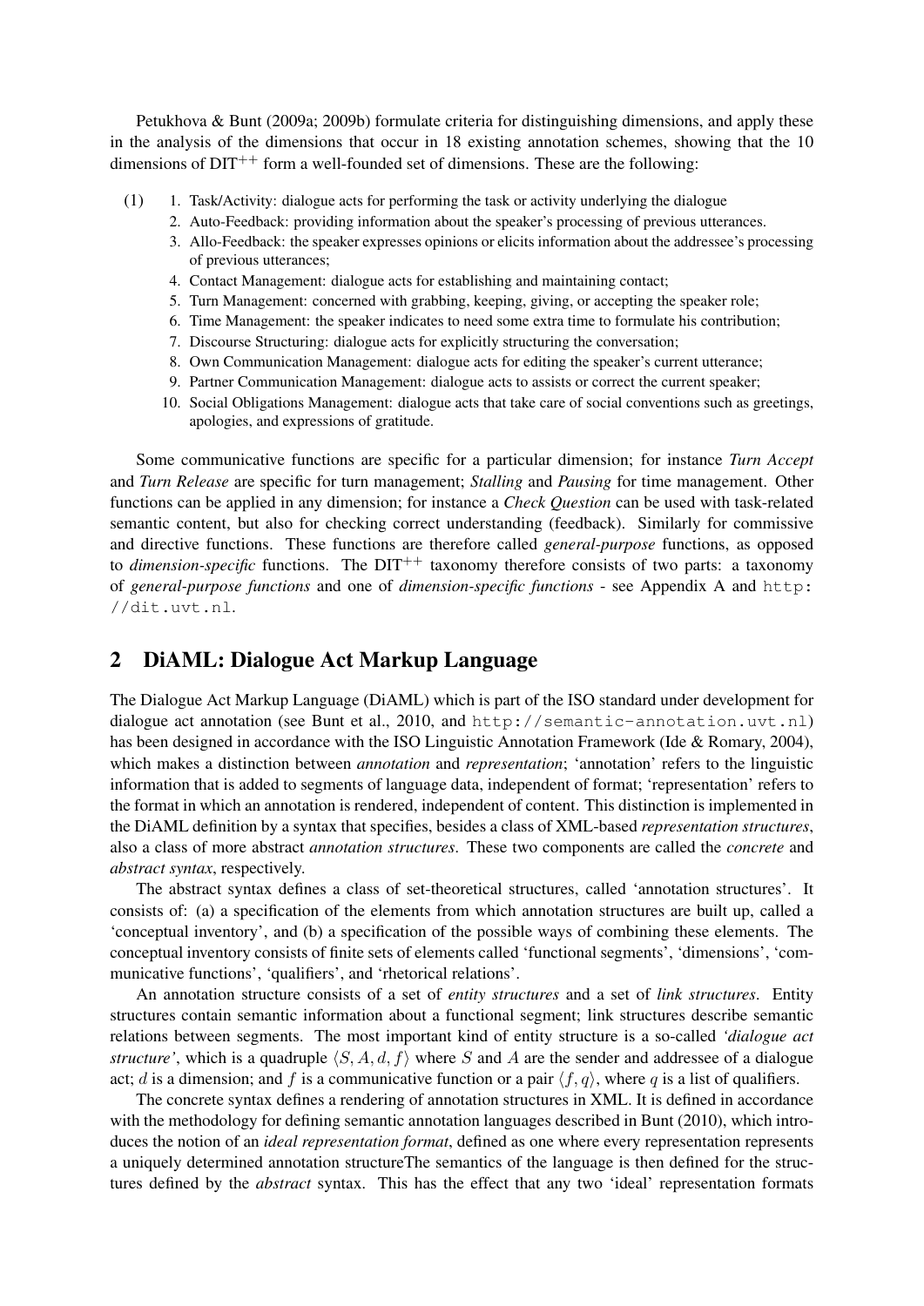Petukhova & Bunt (2009a; 2009b) formulate criteria for distinguishing dimensions, and apply these in the analysis of the dimensions that occur in 18 existing annotation schemes, showing that the 10 dimensions of DIT$^{++}$ form a well-founded set of dimensions. These are the following:

(1)
1. Task/Activity: dialogue acts for performing the task or activity underlying the dialogue
2. Auto-Feedback: providing information about the speaker's processing of previous utterances.
3. Allo-Feedback: the speaker expresses opinions or elicits information about the addressee's processing of previous utterances;
4. Contact Management: dialogue acts for establishing and maintaining contact;
5. Turn Management: concerned with grabbing, keeping, giving, or accepting the speaker role;
6. Time Management: the speaker indicates to need some extra time to formulate his contribution;
7. Discourse Structuring: dialogue acts for explicitly structuring the conversation;
8. Own Communication Management: dialogue acts for editing the speaker's current utterance;
9. Partner Communication Management: dialogue acts to assists or correct the current speaker;
10. Social Obligations Management: dialogue acts that take care of social conventions such as greetings, apologies, and expressions of gratitude.

Some communicative functions are specific for a particular dimension; for instance *Turn Accept* and *Turn Release* are specific for turn management; *Stalling* and *Pausing* for time management. Other functions can be applied in any dimension; for instance a *Check Question* can be used with task-related semantic content, but also for checking correct understanding (feedback). Similarly for commissive and directive functions. These functions are therefore called *general-purpose* functions, as opposed to *dimension-specific* functions. The DIT$^{++}$ taxonomy therefore consists of two parts: a taxonomy of *general-purpose functions* and one of *dimension-specific functions* - see Appendix A and http://dit.uvt.nl.

## 2 DiAML: Dialogue Act Markup Language

The Dialogue Act Markup Language (DiAML) which is part of the ISO standard under development for dialogue act annotation (see Bunt et al., 2010, and http://semantic-annotation.uvt.nl) has been designed in accordance with the ISO Linguistic Annotation Framework (Ide & Romary, 2004), which makes a distinction between *annotation* and *representation*; 'annotation' refers to the linguistic information that is added to segments of language data, independent of format; 'representation' refers to the format in which an annotation is rendered, independent of content. This distinction is implemented in the DiAML definition by a syntax that specifies, besides a class of XML-based *representation structures*, also a class of more abstract *annotation structures*. These two components are called the *concrete* and *abstract syntax*, respectively.

The abstract syntax defines a class of set-theoretical structures, called 'annotation structures'. It consists of: (a) a specification of the elements from which annotation structures are built up, called a 'conceptual inventory', and (b) a specification of the possible ways of combining these elements. The conceptual inventory consists of finite sets of elements called 'functional segments', 'dimensions', 'communicative functions', 'qualifiers', and 'rhetorical relations'.

An annotation structure consists of a set of *entity structures* and a set of *link structures*. Entity structures contain semantic information about a functional segment; link structures describe semantic relations between segments. The most important kind of entity structure is a so-called *'dialogue act structure'*, which is a quadruple $\langle S, A, d, f \rangle$ where $S$ and $A$ are the sender and addressee of a dialogue act; $d$ is a dimension; and $f$ is a communicative function or a pair $\langle f, q \rangle$, where $q$ is a list of qualifiers.

The concrete syntax defines a rendering of annotation structures in XML. It is defined in accordance with the methodology for defining semantic annotation languages described in Bunt (2010), which introduces the notion of an *ideal representation format*, defined as one where every representation represents a uniquely determined annotation structureThe semantics of the language is then defined for the structures defined by the *abstract* syntax. This has the effect that any two 'ideal' representation formats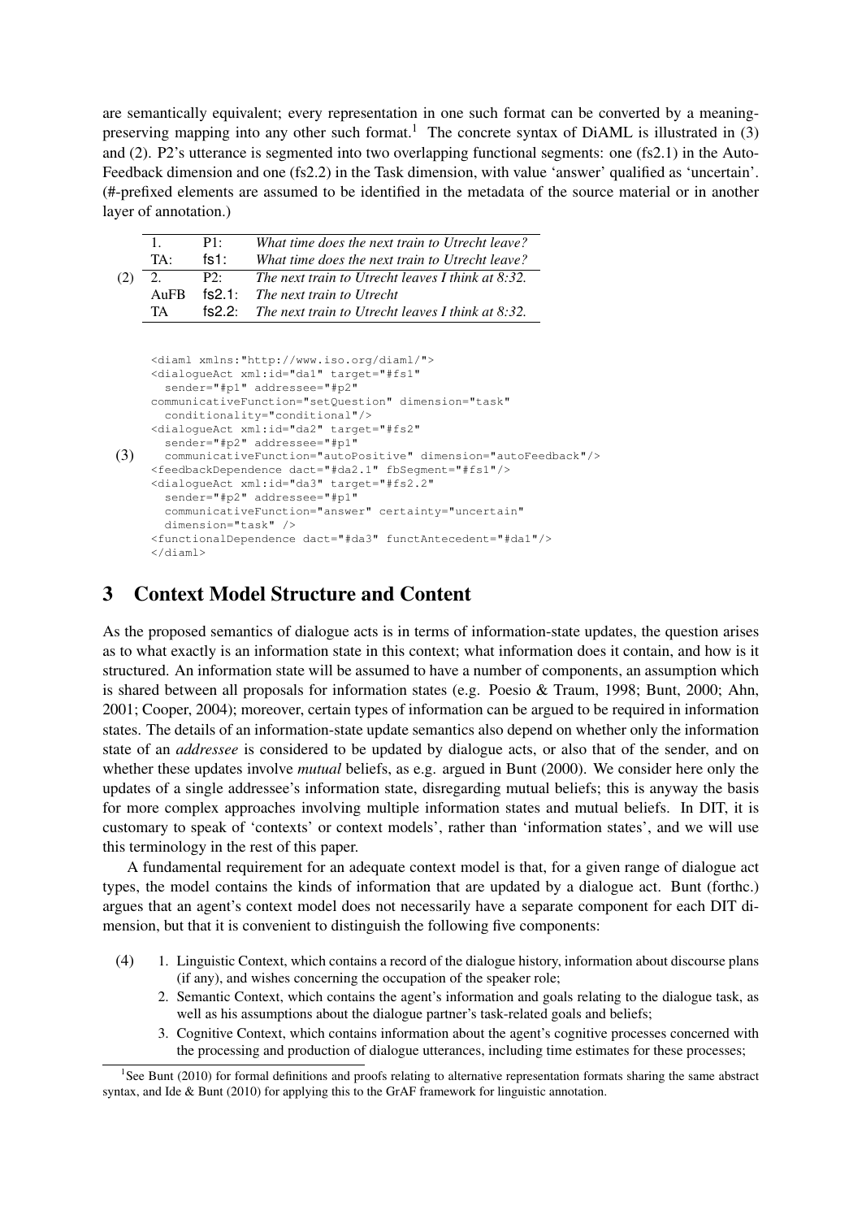are semantically equivalent; every representation in one such format can be converted by a meaning-preserving mapping into any other such format.[1] The concrete syntax of DiAML is illustrated in (3) and (2). P2's utterance is segmented into two overlapping functional segments: one (fs2.1) in the Auto-Feedback dimension and one (fs2.2) in the Task dimension, with value 'answer' qualified as 'uncertain'. (#-prefixed elements are assumed to be identified in the metadata of the source material or in another layer of annotation.)

(2)

| | | |
|---|---|---|
| 1. | P1: | *What time does the next train to Utrecht leave?* |
| TA: | fs1: | *What time does the next train to Utrecht leave?* |
| 2. | P2: | *The next train to Utrecht leaves I think at 8:32.* |
| AuFB | fs2.1: | *The next train to Utrecht* |
| TA | fs2.2: | *The next train to Utrecht leaves I think at 8:32.* |

(3)

```
<diaml xmlns:"http://www.iso.org/diaml/">
<dialogueAct xml:id="da1" target="#fs1"
  sender="#p1" addressee="#p2"
communicativeFunction="setQuestion" dimension="task"
  conditionality="conditional"/>
<dialogueAct xml:id="da2" target="#fs2"
  sender="#p2" addressee="#p1"
  communicativeFunction="autoPositive" dimension="autoFeedback"/>
<feedbackDependence dact="#da2.1" fbSegment="#fs1"/>
<dialogueAct xml:id="da3" target="#fs2.2"
  sender="#p2" addressee="#p1"
  communicativeFunction="answer" certainty="uncertain"
  dimension="task" />
<functionalDependence dact="#da3" functAntecedent="#da1"/>
</diaml>
```

## 3 Context Model Structure and Content

As the proposed semantics of dialogue acts is in terms of information-state updates, the question arises as to what exactly is an information state in this context; what information does it contain, and how is it structured. An information state will be assumed to have a number of components, an assumption which is shared between all proposals for information states (e.g. Poesio & Traum, 1998; Bunt, 2000; Ahn, 2001; Cooper, 2004); moreover, certain types of information can be argued to be required in information states. The details of an information-state update semantics also depend on whether only the information state of an *addressee* is considered to be updated by dialogue acts, or also that of the sender, and on whether these updates involve *mutual* beliefs, as e.g. argued in Bunt (2000). We consider here only the updates of a single addressee's information state, disregarding mutual beliefs; this is anyway the basis for more complex approaches involving multiple information states and mutual beliefs. In DIT, it is customary to speak of 'contexts' or context models', rather than 'information states', and we will use this terminology in the rest of this paper.

A fundamental requirement for an adequate context model is that, for a given range of dialogue act types, the model contains the kinds of information that are updated by a dialogue act. Bunt (forthc.) argues that an agent's context model does not necessarily have a separate component for each DIT dimension, but that it is convenient to distinguish the following five components:

(4)
1. Linguistic Context, which contains a record of the dialogue history, information about discourse plans (if any), and wishes concerning the occupation of the speaker role;
2. Semantic Context, which contains the agent's information and goals relating to the dialogue task, as well as his assumptions about the dialogue partner's task-related goals and beliefs;
3. Cognitive Context, which contains information about the agent's cognitive processes concerned with the processing and production of dialogue utterances, including time estimates for these processes;

[1] See Bunt (2010) for formal definitions and proofs relating to alternative representation formats sharing the same abstract syntax, and Ide & Bunt (2010) for applying this to the GrAF framework for linguistic annotation.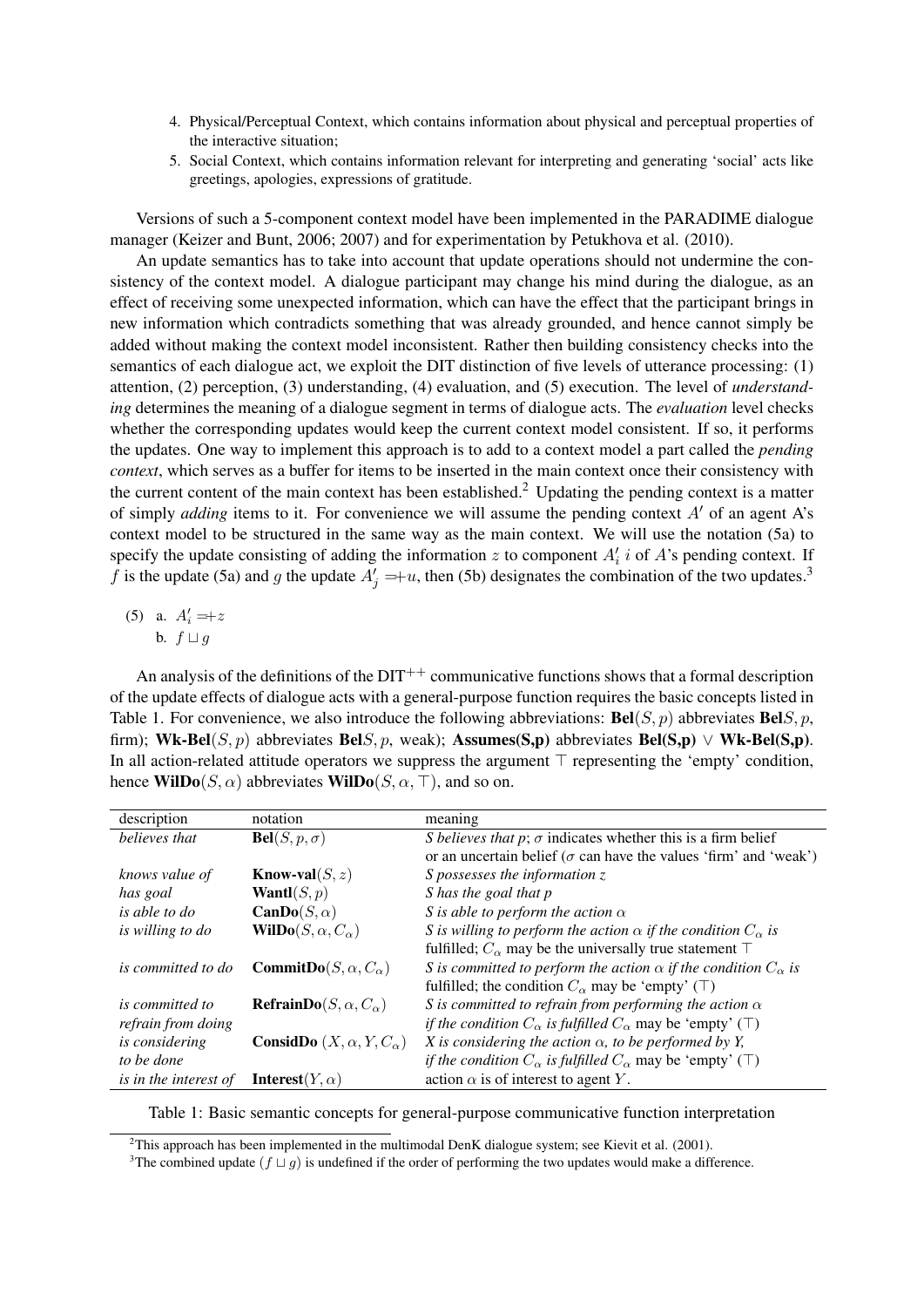4. Physical/Perceptual Context, which contains information about physical and perceptual properties of the interactive situation;
5. Social Context, which contains information relevant for interpreting and generating 'social' acts like greetings, apologies, expressions of gratitude.

Versions of such a 5-component context model have been implemented in the PARADIME dialogue manager (Keizer and Bunt, 2006; 2007) and for experimentation by Petukhova et al. (2010).

An update semantics has to take into account that update operations should not undermine the consistency of the context model. A dialogue participant may change his mind during the dialogue, as an effect of receiving some unexpected information, which can have the effect that the participant brings in new information which contradicts something that was already grounded, and hence cannot simply be added without making the context model inconsistent. Rather then building consistency checks into the semantics of each dialogue act, we exploit the DIT distinction of five levels of utterance processing: (1) attention, (2) perception, (3) understanding, (4) evaluation, and (5) execution. The level of *understanding* determines the meaning of a dialogue segment in terms of dialogue acts. The *evaluation* level checks whether the corresponding updates would keep the current context model consistent. If so, it performs the updates. One way to implement this approach is to add to a context model a part called the *pending context*, which serves as a buffer for items to be inserted in the main context once their consistency with the current content of the main context has been established.[2] Updating the pending context is a matter of simply *adding* items to it. For convenience we will assume the pending context $A'$ of an agent A's context model to be structured in the same way as the main context. We will use the notation (5a) to specify the update consisting of adding the information $z$ to component $A'_i$ $i$ of $A$'s pending context. If $f$ is the update (5a) and $g$ the update $A'_j =\!\!+u$, then (5b) designates the combination of the two updates.[3]

(5) a. $A'_i =\!\!+z$
  b. $f \sqcup g$

An analysis of the definitions of the DIT$^{++}$ communicative functions shows that a formal description of the update effects of dialogue acts with a general-purpose function requires the basic concepts listed in Table 1. For convenience, we also introduce the following abbreviations: **Bel**$(S,p)$ abbreviates **Bel**$S,p$, firm); **Wk-Bel**$(S,p)$ abbreviates **Bel**$S,p$, weak); **Assumes(S,p)** abbreviates **Bel(S,p)** $\vee$ **Wk-Bel(S,p)**. In all action-related attitude operators we suppress the argument $\top$ representing the 'empty' condition, hence **WilDo**$(S,\alpha)$ abbreviates **WilDo**$(S,\alpha,\top)$, and so on.

| description | notation | meaning |
|---|---|---|
| *believes that* | **Bel**$(S,p,\sigma)$ | *S believes that p; $\sigma$ indicates whether this is a firm belief or an uncertain belief ($\sigma$ can have the values 'firm' and 'weak')* |
| *knows value of* | **Know-val**$(S,z)$ | *S possesses the information z* |
| *has goal* | **Wantl**$(S,p)$ | *S has the goal that p* |
| *is able to do* | **CanDo**$(S,\alpha)$ | *S is able to perform the action $\alpha$* |
| *is willing to do* | **WilDo**$(S,\alpha,C_\alpha)$ | *S is willing to perform the action $\alpha$ if the condition $C_\alpha$ is fulfilled; $C_\alpha$ may be the universally true statement $\top$* |
| *is committed to do* | **CommitDo**$(S,\alpha,C_\alpha)$ | *S is committed to perform the action $\alpha$ if the condition $C_\alpha$ is fulfilled*; the condition $C_\alpha$ may be 'empty' ($\top$) |
| *is committed to refrain from doing* | **RefrainDo**$(S,\alpha,C_\alpha)$ | *S is committed to refrain from performing the action $\alpha$ if the condition $C_\alpha$ is fulfilled* $C_\alpha$ may be 'empty' ($\top$) |
| *is considering to be done* | **ConsidDo** $(X,\alpha,Y,C_\alpha)$ | *X is considering the action $\alpha$, to be performed by Y, if the condition $C_\alpha$ is fulfilled* $C_\alpha$ may be 'empty' ($\top$) |
| *is in the interest of* | **Interest**$(Y,\alpha)$ | action $\alpha$ is of interest to agent $Y$. |

Table 1: Basic semantic concepts for general-purpose communicative function interpretation

[2] This approach has been implemented in the multimodal DenK dialogue system; see Kievit et al. (2001).

[3] The combined update ($f \sqcup g$) is undefined if the order of performing the two updates would make a difference.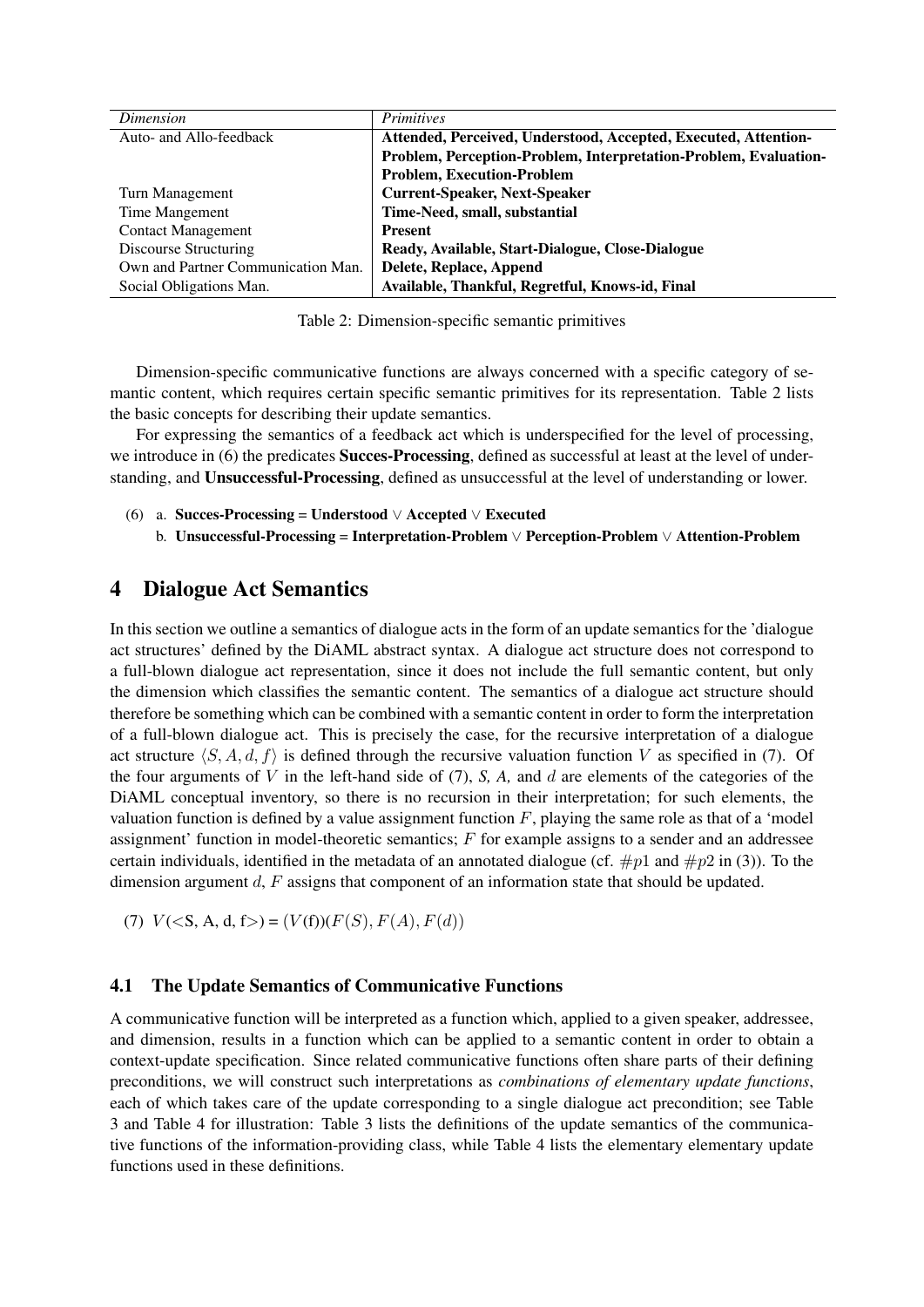| *Dimension* | *Primitives* |
|---|---|
| Auto- and Allo-feedback | **Attended, Perceived, Understood, Accepted, Executed, Attention-Problem, Perception-Problem, Interpretation-Problem, Evaluation-Problem, Execution-Problem** |
| Turn Management | **Current-Speaker, Next-Speaker** |
| Time Mangement | **Time-Need, small, substantial** |
| Contact Management | **Present** |
| Discourse Structuring | **Ready, Available, Start-Dialogue, Close-Dialogue** |
| Own and Partner Communication Man. | **Delete, Replace, Append** |
| Social Obligations Man. | **Available, Thankful, Regretful, Knows-id, Final** |

Table 2: Dimension-specific semantic primitives

Dimension-specific communicative functions are always concerned with a specific category of semantic content, which requires certain specific semantic primitives for its representation. Table 2 lists the basic concepts for describing their update semantics.

For expressing the semantics of a feedback act which is underspecified for the level of processing, we introduce in (6) the predicates **Succes-Processing**, defined as successful at least at the level of understanding, and **Unsuccessful-Processing**, defined as unsuccessful at the level of understanding or lower.

(6) a. **Succes-Processing = Understood** $\vee$ **Accepted** $\vee$ **Executed**

b. **Unsuccessful-Processing = Interpretation-Problem** $\vee$ **Perception-Problem** $\vee$ **Attention-Problem**

# 4 Dialogue Act Semantics

In this section we outline a semantics of dialogue acts in the form of an update semantics for the 'dialogue act structures' defined by the DiAML abstract syntax. A dialogue act structure does not correspond to a full-blown dialogue act representation, since it does not include the full semantic content, but only the dimension which classifies the semantic content. The semantics of a dialogue act structure should therefore be something which can be combined with a semantic content in order to form the interpretation of a full-blown dialogue act. This is precisely the case, for the recursive interpretation of a dialogue act structure $\langle S, A, d, f \rangle$ is defined through the recursive valuation function $V$ as specified in (7). Of the four arguments of $V$ in the left-hand side of (7), *S, A,* and $d$ are elements of the categories of the DiAML conceptual inventory, so there is no recursion in their interpretation; for such elements, the valuation function is defined by a value assignment function $F$, playing the same role as that of a 'model assignment' function in model-theoretic semantics; $F$ for example assigns to a sender and an addressee certain individuals, identified in the metadata of an annotated dialogue (cf. $\#p1$ and $\#p2$ in (3)). To the dimension argument $d$, $F$ assigns that component of an information state that should be updated.

(7) $V(\text{<S, A, d, f>}) = (V(\text{f}))(F(S), F(A), F(d))$

## 4.1 The Update Semantics of Communicative Functions

A communicative function will be interpreted as a function which, applied to a given speaker, addressee, and dimension, results in a function which can be applied to a semantic content in order to obtain a context-update specification. Since related communicative functions often share parts of their defining preconditions, we will construct such interpretations as *combinations of elementary update functions*, each of which takes care of the update corresponding to a single dialogue act precondition; see Table 3 and Table 4 for illustration: Table 3 lists the definitions of the update semantics of the communicative functions of the information-providing class, while Table 4 lists the elementary elementary update functions used in these definitions.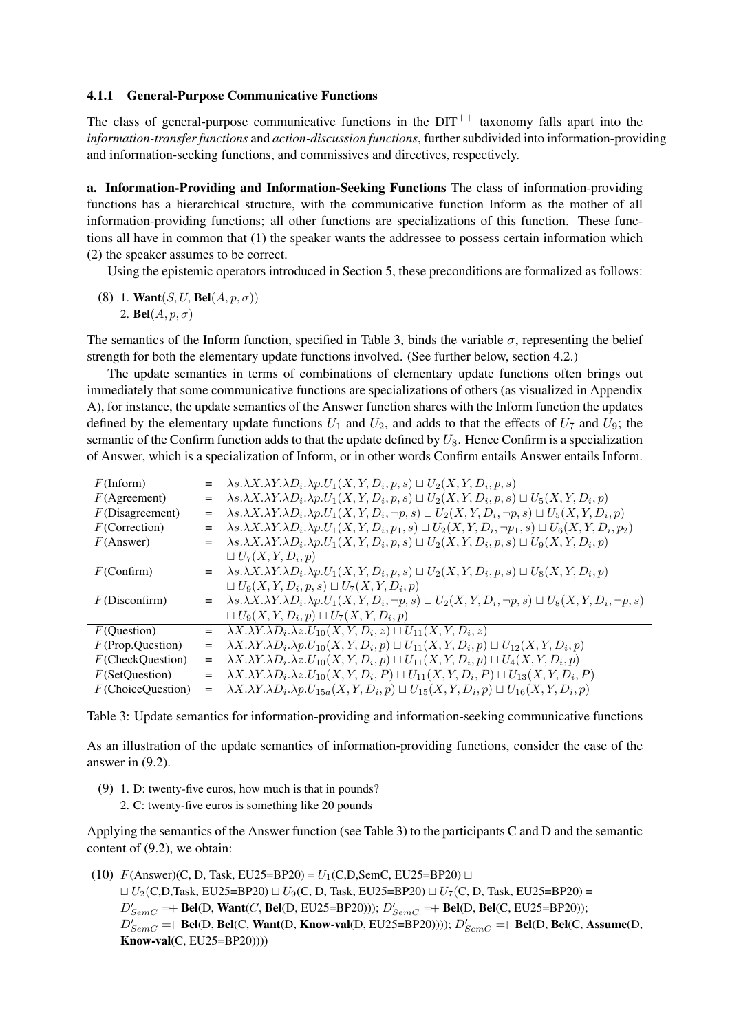### 4.1.1 General-Purpose Communicative Functions

The class of general-purpose communicative functions in the DIT$^{++}$ taxonomy falls apart into the *information-transfer functions* and *action-discussion functions*, further subdivided into information-providing and information-seeking functions, and commissives and directives, respectively.

**a. Information-Providing and Information-Seeking Functions** The class of information-providing functions has a hierarchical structure, with the communicative function Inform as the mother of all information-providing functions; all other functions are specializations of this function. These functions all have in common that (1) the speaker wants the addressee to possess certain information which (2) the speaker assumes to be correct.

Using the epistemic operators introduced in Section 5, these preconditions are formalized as follows:

(8) 1. $\mathbf{Want}(S, U, \mathbf{Bel}(A, p, \sigma))$
 2. $\mathbf{Bel}(A, p, \sigma)$

The semantics of the Inform function, specified in Table 3, binds the variable $\sigma$, representing the belief strength for both the elementary update functions involved. (See further below, section 4.2.)

The update semantics in terms of combinations of elementary update functions often brings out immediately that some communicative functions are specializations of others (as visualized in Appendix A), for instance, the update semantics of the Answer function shares with the Inform function the updates defined by the elementary update functions $U_1$ and $U_2$, and adds to that the effects of $U_7$ and $U_9$; the semantic of the Confirm function adds to that the update defined by $U_8$. Hence Confirm is a specialization of Answer, which is a specialization of Inform, or in other words Confirm entails Answer entails Inform.

| | | |
|---|---|---|
| $F$(Inform) | = | $\lambda s.\lambda X.\lambda Y.\lambda D_i.\lambda p.U_1(X,Y,D_i,p,s) \sqcup U_2(X,Y,D_i,p,s)$ |
| $F$(Agreement) | = | $\lambda s.\lambda X.\lambda Y.\lambda D_i.\lambda p.U_1(X,Y,D_i,p,s) \sqcup U_2(X,Y,D_i,p,s) \sqcup U_5(X,Y,D_i,p)$ |
| $F$(Disagreement) | = | $\lambda s.\lambda X.\lambda Y.\lambda D_i.\lambda p.U_1(X,Y,D_i,\neg p,s) \sqcup U_2(X,Y,D_i,\neg p,s) \sqcup U_5(X,Y,D_i,p)$ |
| $F$(Correction) | = | $\lambda s.\lambda X.\lambda Y.\lambda D_i.\lambda p.U_1(X,Y,D_i,p_1,s) \sqcup U_2(X,Y,D_i,\neg p_1,s) \sqcup U_6(X,Y,D_i,p_2)$ |
| $F$(Answer) | = | $\lambda s.\lambda X.\lambda Y.\lambda D_i.\lambda p.U_1(X,Y,D_i,p,s) \sqcup U_2(X,Y,D_i,p,s) \sqcup U_9(X,Y,D_i,p)$ $\sqcup U_7(X,Y,D_i,p)$ |
| $F$(Confirm) | = | $\lambda s.\lambda X.\lambda Y.\lambda D_i.\lambda p.U_1(X,Y,D_i,p,s) \sqcup U_2(X,Y,D_i,p,s) \sqcup U_8(X,Y,D_i,p)$ $\sqcup U_9(X,Y,D_i,p,s) \sqcup U_7(X,Y,D_i,p)$ |
| $F$(Disconfirm) | = | $\lambda s.\lambda X.\lambda Y.\lambda D_i.\lambda p.U_1(X,Y,D_i,\neg p,s) \sqcup U_2(X,Y,D_i,\neg p,s) \sqcup U_8(X,Y,D_i,\neg p,s)$ $\sqcup U_9(X,Y,D_i,p) \sqcup U_7(X,Y,D_i,p)$ |
| $F$(Question) | = | $\lambda X.\lambda Y.\lambda D_i.\lambda z.U_{10}(X,Y,D_i,z) \sqcup U_{11}(X,Y,D_i,z)$ |
| $F$(Prop.Question) | = | $\lambda X.\lambda Y.\lambda D_i.\lambda p.U_{10}(X,Y,D_i,p) \sqcup U_{11}(X,Y,D_i,p) \sqcup U_{12}(X,Y,D_i,p)$ |
| $F$(CheckQuestion) | = | $\lambda X.\lambda Y.\lambda D_i.\lambda z.U_{10}(X,Y,D_i,p) \sqcup U_{11}(X,Y,D_i,p) \sqcup U_4(X,Y,D_i,p)$ |
| $F$(SetQuestion) | = | $\lambda X.\lambda Y.\lambda D_i.\lambda z.U_{10}(X,Y,D_i,P) \sqcup U_{11}(X,Y,D_i,P) \sqcup U_{13}(X,Y,D_i,P)$ |
| $F$(ChoiceQuestion) | = | $\lambda X.\lambda Y.\lambda D_i.\lambda p.U_{15a}(X,Y,D_i,p) \sqcup U_{15}(X,Y,D_i,p) \sqcup U_{16}(X,Y,D_i,p)$ |

Table 3: Update semantics for information-providing and information-seeking communicative functions

As an illustration of the update semantics of information-providing functions, consider the case of the answer in (9.2).

(9) 1. D: twenty-five euros, how much is that in pounds?
 2. C: twenty-five euros is something like 20 pounds

Applying the semantics of the Answer function (see Table 3) to the participants C and D and the semantic content of (9.2), we obtain:

(10) $F$(Answer)(C, D, Task, EU25=BP20) = $U_1$(C,D,SemC, EU25=BP20) $\sqcup$
 $\sqcup$ $U_2$(C,D,Task, EU25=BP20) $\sqcup$ $U_9$(C, D, Task, EU25=BP20) $\sqcup$ $U_7$(C, D, Task, EU25=BP20) =
 $D'_{SemC}$ $=\!+$ **Bel**(D, **Want**($C$, **Bel**(D, EU25=BP20))); $D'_{SemC}$ $=\!+$ **Bel**(D, **Bel**(C, EU25=BP20));
 $D'_{SemC}$ $=\!+$ **Bel**(D, **Bel**(C, **Want**(D, **Know-val**(D, EU25=BP20)))); $D'_{SemC}$ $=\!+$ **Bel**(D, **Bel**(C, **Assume**(D, **Know-val**(C, EU25=BP20))))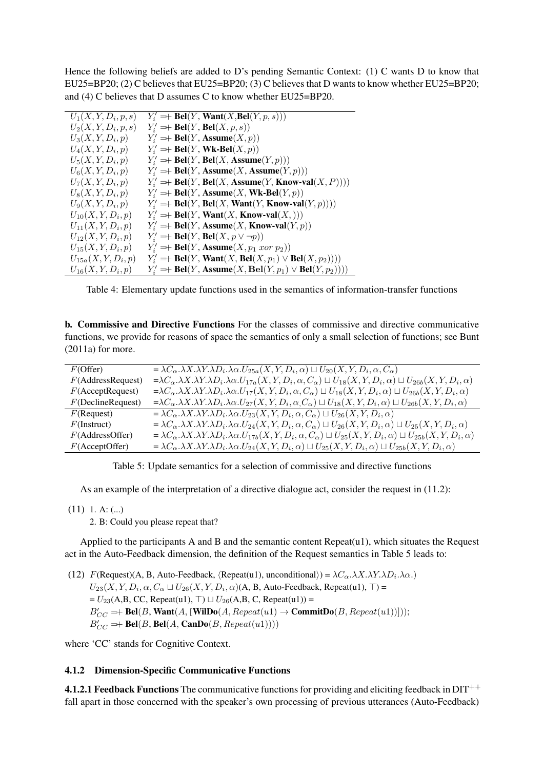Hence the following beliefs are added to D's pending Semantic Context: (1) C wants D to know that EU25=BP20; (2) C believes that EU25=BP20; (3) C believes that D wants to know whether EU25=BP20; and (4) C believes that D assumes C to know whether EU25=BP20.

| | |
|---|---|
| $U_1(X,Y,D_i,p,s)$ | $Y_i' =\!+ \textbf{Bel}(Y, \textbf{Want}(X, \textbf{Bel}(Y,p,s)))$ |
| $U_2(X,Y,D_i,p,s)$ | $Y_i' =\!+ \textbf{Bel}(Y, \textbf{Bel}(X,p,s))$ |
| $U_3(X,Y,D_i,p)$ | $Y_i' =\!+ \textbf{Bel}(Y, \textbf{Assume}(X,p))$ |
| $U_4(X,Y,D_i,p)$ | $Y_i' =\!+ \textbf{Bel}(Y, \textbf{Wk-Bel}(X,p))$ |
| $U_5(X,Y,D_i,p)$ | $Y_i' =\!+ \textbf{Bel}(Y, \textbf{Bel}(X, \textbf{Assume}(Y,p)))$ |
| $U_6(X,Y,D_i,p)$ | $Y_i' =\!+ \textbf{Bel}(Y, \textbf{Assume}(X, \textbf{Assume}(Y,p)))$ |
| $U_7(X,Y,D_i,p)$ | $Y_i' =\!+ \textbf{Bel}(Y, \textbf{Bel}(X, \textbf{Assume}(Y, \textbf{Know-val}(X,P))))$ |
| $U_8(X,Y,D_i,p)$ | $Y_i' =\!+ \textbf{Bel}(Y, \textbf{Assume}(X, \textbf{Wk-Bel}(Y,p)))$ |
| $U_9(X,Y,D_i,p)$ | $Y_i' =\!+ \textbf{Bel}(Y, \textbf{Bel}(X, \textbf{Want}(Y, \textbf{Know-val}(Y,p))))$ |
| $U_{10}(X,Y,D_i,p)$ | $Y_i' =\!+ \textbf{Bel}(Y, \textbf{Want}(X, \textbf{Know-val}(X,)))$ |
| $U_{11}(X,Y,D_i,p)$ | $Y_i' =\!+ \textbf{Bel}(Y, \textbf{Assume}(X, \textbf{Know-val}(Y,p))$ |
| $U_{12}(X,Y,D_i,p)$ | $Y_i' =\!+ \textbf{Bel}(Y, \textbf{Bel}(X, p \vee \neg p))$ |
| $U_{15}(X,Y,D_i,p)$ | $Y_i' =\!+ \textbf{Bel}(Y, \textbf{Assume}(X, p_1\ xor\ p_2))$ |
| $U_{15a}(X,Y,D_i,p)$ | $Y_i' =\!+ \textbf{Bel}(Y, \textbf{Want}(X, \textbf{Bel}(X,p_1) \vee \textbf{Bel}(X,p_2))))$ |
| $U_{16}(X,Y,D_i,p)$ | $Y_i' =\!+ \textbf{Bel}(Y, \textbf{Assume}(X, \textbf{Bel}(Y,p_1) \vee \textbf{Bel}(Y,p_2))))$ |

Table 4: Elementary update functions used in the semantics of information-transfer functions

**b. Commissive and Directive Functions** For the classes of commissive and directive communicative functions, we provide for reasons of space the semantics of only a small selection of functions; see Bunt (2011a) for more.

| | |
|---|---|
| $F$(Offer) | $= \lambda C_\alpha.\lambda X.\lambda Y.\lambda D_i.\lambda\alpha.U_{25a}(X,Y,D_i,\alpha) \sqcup U_{20}(X,Y,D_i,\alpha,C_\alpha)$ |
| $F$(AddressRequest) | $=\lambda C_\alpha.\lambda X.\lambda Y.\lambda D_i.\lambda\alpha.U_{17a}(X,Y,D_i,\alpha,C_\alpha) \sqcup U_{18}(X,Y,D_i,\alpha) \sqcup U_{26b}(X,Y,D_i,\alpha)$ |
| $F$(AcceptRequest) | $=\lambda C_\alpha.\lambda X.\lambda Y.\lambda D_i.\lambda\alpha.U_{17}(X,Y,D_i,\alpha,C_\alpha) \sqcup U_{18}(X,Y,D_i,\alpha) \sqcup U_{26b}(X,Y,D_i,\alpha)$ |
| $F$(DeclineRequest) | $=\lambda C_\alpha.\lambda X.\lambda Y.\lambda D_i.\lambda\alpha.U_{27}(X,Y,D_i,\alpha,C_\alpha) \sqcup U_{18}(X,Y,D_i,\alpha) \sqcup U_{26b}(X,Y,D_i,\alpha)$ |
| $F$(Request) | $= \lambda C_\alpha.\lambda X.\lambda Y.\lambda D_i.\lambda\alpha.U_{23}(X,Y,D_i,\alpha,C_\alpha) \sqcup U_{26}(X,Y,D_i,\alpha)$ |
| $F$(Instruct) | $= \lambda C_\alpha.\lambda X.\lambda Y.\lambda D_i.\lambda\alpha.U_{24}(X,Y,D_i,\alpha,C_\alpha) \sqcup U_{26}(X,Y,D_i,\alpha) \sqcup U_{25}(X,Y,D_i,\alpha)$ |
| $F$(AddressOffer) | $= \lambda C_\alpha.\lambda X.\lambda Y.\lambda D_i.\lambda\alpha.U_{17b}(X,Y,D_i,\alpha,C_\alpha) \sqcup U_{25}(X,Y,D_i,\alpha) \sqcup U_{25b}(X,Y,D_i,\alpha)$ |
| $F$(AcceptOffer) | $= \lambda C_\alpha.\lambda X.\lambda Y.\lambda D_i.\lambda\alpha.U_{24}(X,Y,D_i,\alpha) \sqcup U_{25}(X,Y,D_i,\alpha) \sqcup U_{25b}(X,Y,D_i,\alpha)$ |

Table 5: Update semantics for a selection of commissive and directive functions

As an example of the interpretation of a directive dialogue act, consider the request in (11.2):

(11) 1. A: (...)
   2. B: Could you please repeat that?

Applied to the participants A and B and the semantic content Repeat(u1), which situates the Request act in the Auto-Feedback dimension, the definition of the Request semantics in Table 5 leads to:

(12) $F$(Request)(A, B, Auto-Feedback, ⟨Repeat(u1), unconditional⟩) = $\lambda C_\alpha.\lambda X.\lambda Y.\lambda D_i.\lambda\alpha.$)
$U_{23}(X,Y,D_i,\alpha,C_\alpha \sqcup U_{26}(X,Y,D_i,\alpha)$(A, B, Auto-Feedback, Repeat(u1), $\top$) =
= $U_{23}$(A,B, CC, Repeat(u1), $\top$) $\sqcup$ $U_{26}$(A,B, C, Repeat(u1)) =
$B'_{CC} =\!+ \textbf{Bel}(B, \textbf{Want}(A, [\textbf{WilDo}(A, Repeat(u1) \rightarrow \textbf{CommitDo}(B, Repeat(u1))]))$;
$B'_{CC} =\!+ \textbf{Bel}(B, \textbf{Bel}(A, \textbf{CanDo}(B, Repeat(u1))))$

where 'CC' stands for Cognitive Context.

### 4.1.2 Dimension-Specific Communicative Functions

**4.1.2.1 Feedback Functions** The communicative functions for providing and eliciting feedback in DIT$^{++}$ fall apart in those concerned with the speaker's own processing of previous utterances (Auto-Feedback)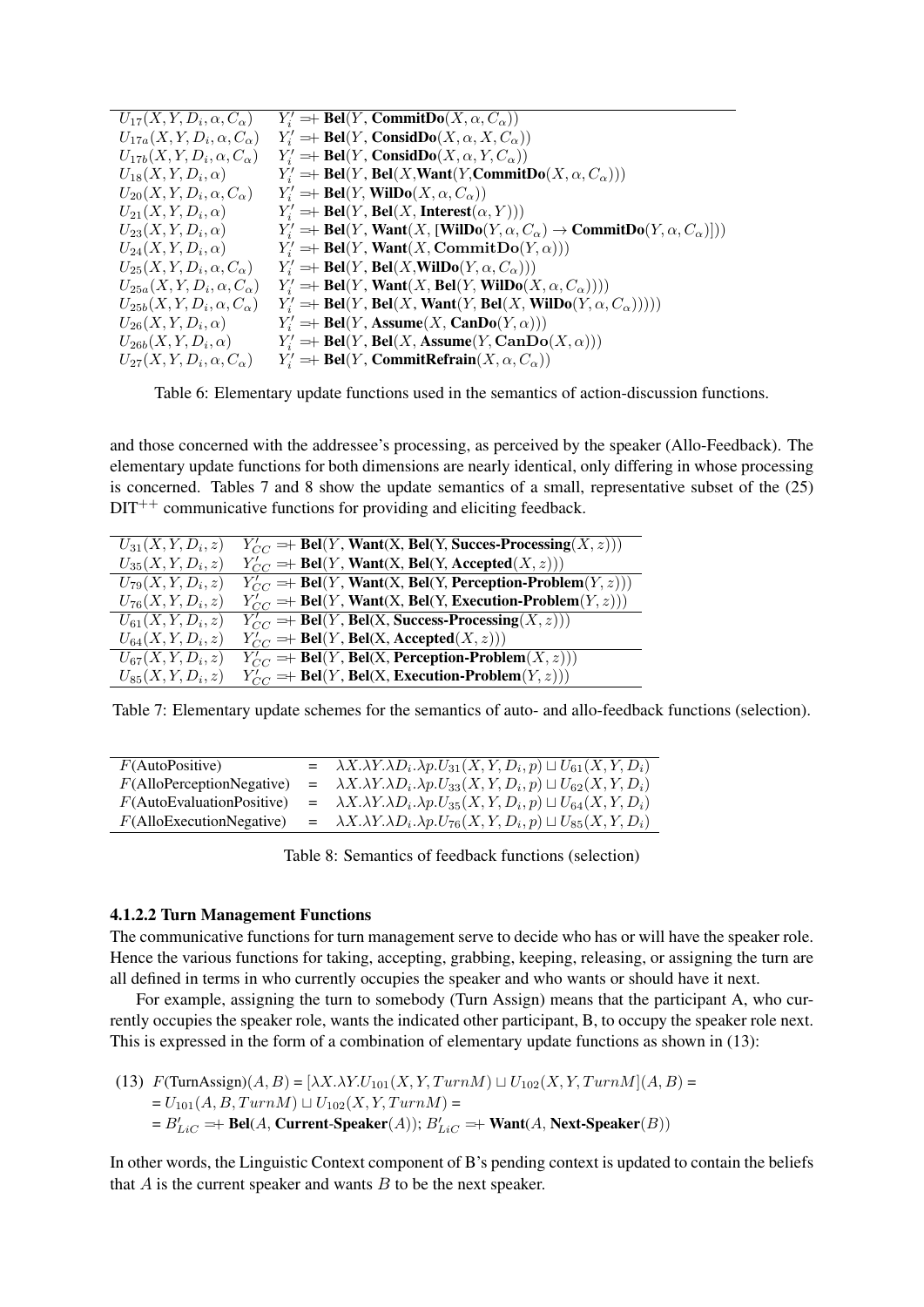| | |
|---|---|
| $U_{17}(X, Y, D_i, \alpha, C_\alpha)$ | $Y_i' =+ \textbf{Bel}(Y, \textbf{CommitDo}(X, \alpha, C_\alpha))$ |
| $U_{17a}(X, Y, D_i, \alpha, C_\alpha)$ | $Y_i' =+ \textbf{Bel}(Y, \textbf{ConsidDo}(X, \alpha, X, C_\alpha))$ |
| $U_{17b}(X, Y, D_i, \alpha, C_\alpha)$ | $Y_i' =+ \textbf{Bel}(Y, \textbf{ConsidDo}(X, \alpha, Y, C_\alpha))$ |
| $U_{18}(X, Y, D_i, \alpha)$ | $Y_i' =+ \textbf{Bel}(Y, \textbf{Bel}(X, \textbf{Want}(Y, \textbf{CommitDo}(X, \alpha, C_\alpha)))$ |
| $U_{20}(X, Y, D_i, \alpha, C_\alpha)$ | $Y_i' =+ \textbf{Bel}(Y, \textbf{WilDo}(X, \alpha, C_\alpha))$ |
| $U_{21}(X, Y, D_i, \alpha)$ | $Y_i' =+ \textbf{Bel}(Y, \textbf{Bel}(X, \textbf{Interest}(\alpha, Y)))$ |
| $U_{23}(X, Y, D_i, \alpha)$ | $Y_i' =+ \textbf{Bel}(Y, \textbf{Want}(X, [\textbf{WilDo}(Y, \alpha, C_\alpha) \rightarrow \textbf{CommitDo}(Y, \alpha, C_\alpha)]))$ |
| $U_{24}(X, Y, D_i, \alpha)$ | $Y_i' =+ \textbf{Bel}(Y, \textbf{Want}(X, \textbf{CommitDo}(Y, \alpha)))$ |
| $U_{25}(X, Y, D_i, \alpha, C_\alpha)$ | $Y_i' =+ \textbf{Bel}(Y, \textbf{Bel}(X, \textbf{WilDo}(Y, \alpha, C_\alpha)))$ |
| $U_{25a}(X, Y, D_i, \alpha, C_\alpha)$ | $Y_i' =+ \textbf{Bel}(Y, \textbf{Want}(X, \textbf{Bel}(Y, \textbf{WilDo}(X, \alpha, C_\alpha))))$ |
| $U_{25b}(X, Y, D_i, \alpha, C_\alpha)$ | $Y_i' =+ \textbf{Bel}(Y, \textbf{Bel}(X, \textbf{Want}(Y, \textbf{Bel}(X, \textbf{WilDo}(Y, \alpha, C_\alpha)))))$ |
| $U_{26}(X, Y, D_i, \alpha)$ | $Y_i' =+ \textbf{Bel}(Y, \textbf{Assume}(X, \textbf{CanDo}(Y, \alpha)))$ |
| $U_{26b}(X, Y, D_i, \alpha)$ | $Y_i' =+ \textbf{Bel}(Y, \textbf{Bel}(X, \textbf{Assume}(Y, \textbf{CanDo}(X, \alpha)))$ |
| $U_{27}(X, Y, D_i, \alpha, C_\alpha)$ | $Y_i' =+ \textbf{Bel}(Y, \textbf{CommitRefrain}(X, \alpha, C_\alpha))$ |

Table 6: Elementary update functions used in the semantics of action-discussion functions.

and those concerned with the addressee's processing, as perceived by the speaker (Allo-Feedback). The elementary update functions for both dimensions are nearly identical, only differing in whose processing is concerned. Tables 7 and 8 show the update semantics of a small, representative subset of the (25) $\text{DIT}^{++}$ communicative functions for providing and eliciting feedback.

| | |
|---|---|
| $U_{31}(X, Y, D_i, z)$ | $Y_{CC}' =+ \textbf{Bel}(Y, \textbf{Want}(\text{X}, \textbf{Bel}(\text{Y}, \textbf{Succes-Processing}(X, z)))$ |
| $U_{35}(X, Y, D_i, z)$ | $Y_{CC}' =+ \textbf{Bel}(Y, \textbf{Want}(\text{X}, \textbf{Bel}(\text{Y}, \textbf{Accepted}(X, z)))$ |
| $U_{79}(X, Y, D_i, z)$ | $Y_{CC}' =+ \textbf{Bel}(Y, \textbf{Want}(\text{X}, \textbf{Bel}(\text{Y}, \textbf{Perception-Problem}(Y, z)))$ |
| $U_{76}(X, Y, D_i, z)$ | $Y_{CC}' =+ \textbf{Bel}(Y, \textbf{Want}(\text{X}, \textbf{Bel}(\text{Y}, \textbf{Execution-Problem}(Y, z)))$ |
| $U_{61}(X, Y, D_i, z)$ | $Y_{CC}' =+ \textbf{Bel}(Y, \textbf{Bel}(\text{X}, \textbf{Success-Processing}(X, z)))$ |
| $U_{64}(X, Y, D_i, z)$ | $Y_{CC}' =+ \textbf{Bel}(Y, \textbf{Bel}(\text{X}, \textbf{Accepted}(X, z)))$ |
| $U_{67}(X, Y, D_i, z)$ | $Y_{CC}' =+ \textbf{Bel}(Y, \textbf{Bel}(\text{X}, \textbf{Perception-Problem}(X, z)))$ |
| $U_{85}(X, Y, D_i, z)$ | $Y_{CC}' =+ \textbf{Bel}(Y, \textbf{Bel}(\text{X}, \textbf{Execution-Problem}(Y, z)))$ |

Table 7: Elementary update schemes for the semantics of auto- and allo-feedback functions (selection).

| | | |
|---|---|---|
| $F$(AutoPositive) | = | $\lambda X.\lambda Y.\lambda D_i.\lambda p.U_{31}(X, Y, D_i, p) \sqcup U_{61}(X, Y, D_i)$ |
| $F$(AlloPerceptionNegative) | = | $\lambda X.\lambda Y.\lambda D_i.\lambda p.U_{33}(X, Y, D_i, p) \sqcup U_{62}(X, Y, D_i)$ |
| $F$(AutoEvaluationPositive) | = | $\lambda X.\lambda Y.\lambda D_i.\lambda p.U_{35}(X, Y, D_i, p) \sqcup U_{64}(X, Y, D_i)$ |
| $F$(AlloExecutionNegative) | = | $\lambda X.\lambda Y.\lambda D_i.\lambda p.U_{76}(X, Y, D_i, p) \sqcup U_{85}(X, Y, D_i)$ |

Table 8: Semantics of feedback functions (selection)

#### 4.1.2.2 Turn Management Functions

The communicative functions for turn management serve to decide who has or will have the speaker role. Hence the various functions for taking, accepting, grabbing, keeping, releasing, or assigning the turn are all defined in terms in who currently occupies the speaker and who wants or should have it next.

For example, assigning the turn to somebody (Turn Assign) means that the participant A, who currently occupies the speaker role, wants the indicated other participant, B, to occupy the speaker role next. This is expressed in the form of a combination of elementary update functions as shown in (13):

(13) $F(\text{TurnAssign})(A, B) = [\lambda X.\lambda Y.U_{101}(X, Y, TurnM) \sqcup U_{102}(X, Y, TurnM](A, B) =$
$= U_{101}(A, B, TurnM) \sqcup U_{102}(X, Y, TurnM) =$
$= B_{LiC}' =+ \textbf{Bel}(A, \textbf{Current-Speaker}(A));\ B_{LiC}' =+ \textbf{Want}(A, \textbf{Next-Speaker}(B))$

In other words, the Linguistic Context component of B's pending context is updated to contain the beliefs that $A$ is the current speaker and wants $B$ to be the next speaker.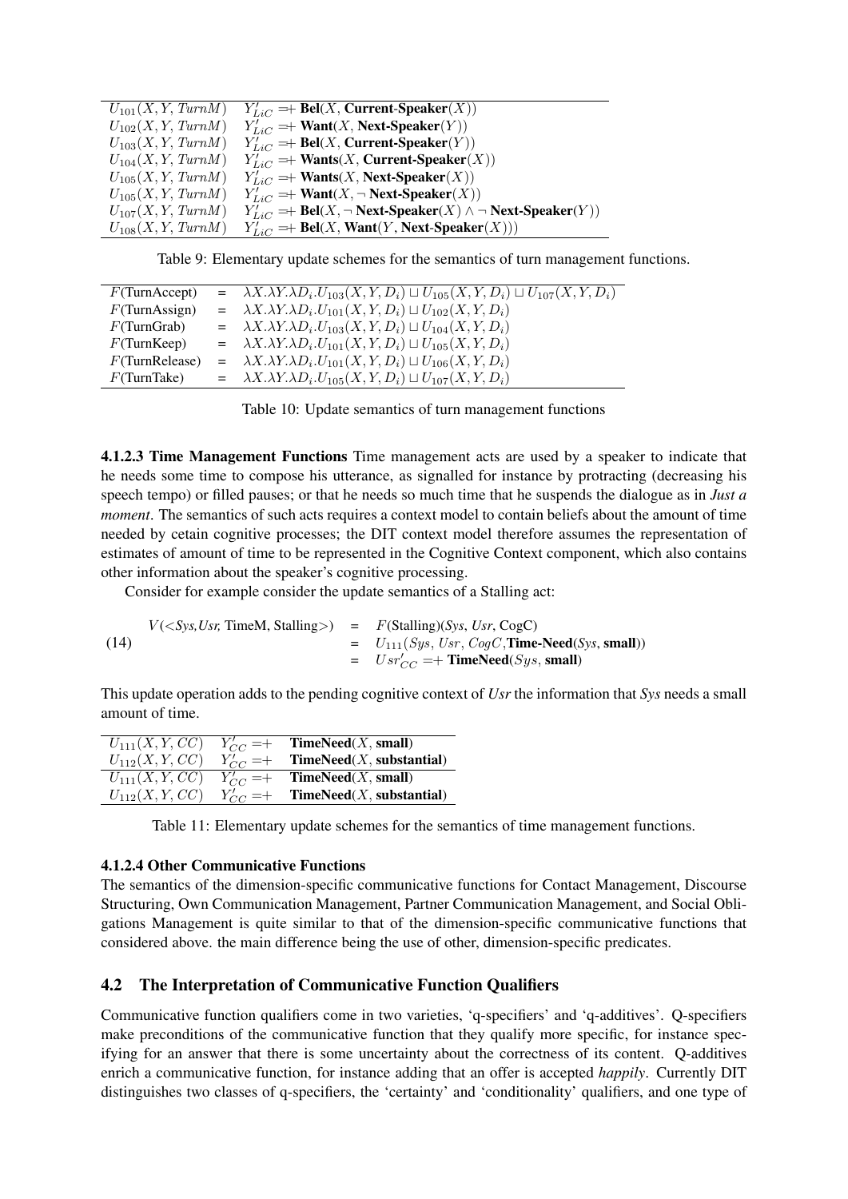| | |
|---|---|
| $U_{101}(X, Y, TurnM)$ | $Y'_{LiC}$ =+ **Bel**($X$, **Current-Speaker**($X$)) |
| $U_{102}(X, Y, TurnM)$ | $Y'_{LiC}$ =+ **Want**($X$, **Next-Speaker**($Y$)) |
| $U_{103}(X, Y, TurnM)$ | $Y'_{LiC}$ =+ **Bel**($X$, **Current-Speaker**($Y$)) |
| $U_{104}(X, Y, TurnM)$ | $Y'_{LiC}$ =+ **Wants**($X$, **Current-Speaker**($X$)) |
| $U_{105}(X, Y, TurnM)$ | $Y'_{LiC}$ =+ **Wants**($X$, **Next-Speaker**($X$)) |
| $U_{105}(X, Y, TurnM)$ | $Y'_{LiC}$ =+ **Want**($X$, ¬ **Next-Speaker**($X$)) |
| $U_{107}(X, Y, TurnM)$ | $Y'_{LiC}$ =+ **Bel**($X$, ¬ **Next-Speaker**($X$) ∧ ¬ **Next-Speaker**($Y$)) |
| $U_{108}(X, Y, TurnM)$ | $Y'_{LiC}$ =+ **Bel**($X$, **Want**($Y$, **Next-Speaker**($X$))) |

Table 9: Elementary update schemes for the semantics of turn management functions.

| | | |
|---|---|---|
| $F$(TurnAccept) | = | $\lambda X.\lambda Y.\lambda D_i.U_{103}(X, Y, D_i) \sqcup U_{105}(X, Y, D_i) \sqcup U_{107}(X, Y, D_i)$ |
| $F$(TurnAssign) | = | $\lambda X.\lambda Y.\lambda D_i.U_{101}(X, Y, D_i) \sqcup U_{102}(X, Y, D_i)$ |
| $F$(TurnGrab) | = | $\lambda X.\lambda Y.\lambda D_i.U_{103}(X, Y, D_i) \sqcup U_{104}(X, Y, D_i)$ |
| $F$(TurnKeep) | = | $\lambda X.\lambda Y.\lambda D_i.U_{101}(X, Y, D_i) \sqcup U_{105}(X, Y, D_i)$ |
| $F$(TurnRelease) | = | $\lambda X.\lambda Y.\lambda D_i.U_{101}(X, Y, D_i) \sqcup U_{106}(X, Y, D_i)$ |
| $F$(TurnTake) | = | $\lambda X.\lambda Y.\lambda D_i.U_{105}(X, Y, D_i) \sqcup U_{107}(X, Y, D_i)$ |

Table 10: Update semantics of turn management functions

**4.1.2.3 Time Management Functions** Time management acts are used by a speaker to indicate that he needs some time to compose his utterance, as signalled for instance by protracting (decreasing his speech tempo) or filled pauses; or that he needs so much time that he suspends the dialogue as in *Just a moment*. The semantics of such acts requires a context model to contain beliefs about the amount of time needed by cetain cognitive processes; the DIT context model therefore assumes the representation of estimates of amount of time to be represented in the Cognitive Context component, which also contains other information about the speaker's cognitive processing.

Consider for example consider the update semantics of a Stalling act:

(14)
$$
\begin{aligned}
V(<Sys, Usr, \text{TimeM}, \text{Stalling}>) &= F(\text{Stalling})(Sys, Usr, \text{CogC}) \\
&= U_{111}(Sys, Usr, CogC, \textbf{Time-Need}(Sys, \textbf{small})) \\
&= Usr'_{CC} =+ \textbf{TimeNeed}(Sys, \textbf{small})
\end{aligned}
$$

This update operation adds to the pending cognitive context of *Usr* the information that *Sys* needs a small amount of time.

| | | |
|---|---|---|
| $U_{111}(X, Y, CC)$ | $Y'_{CC}$ =+ | **TimeNeed**($X$, **small**) |
| $U_{112}(X, Y, CC)$ | $Y'_{CC}$ =+ | **TimeNeed**($X$, **substantial**) |
| $U_{111}(X, Y, CC)$ | $Y'_{CC}$ =+ | **TimeNeed**($X$, **small**) |
| $U_{112}(X, Y, CC)$ | $Y'_{CC}$ =+ | **TimeNeed**($X$, **substantial**) |

Table 11: Elementary update schemes for the semantics of time management functions.

#### 4.1.2.4 Other Communicative Functions

The semantics of the dimension-specific communicative functions for Contact Management, Discourse Structuring, Own Communication Management, Partner Communication Management, and Social Obligations Management is quite similar to that of the dimension-specific communicative functions that considered above. the main difference being the use of other, dimension-specific predicates.

## 4.2 The Interpretation of Communicative Function Qualifiers

Communicative function qualifiers come in two varieties, 'q-specifiers' and 'q-additives'. Q-specifiers make preconditions of the communicative function that they qualify more specific, for instance specifying for an answer that there is some uncertainty about the correctness of its content. Q-additives enrich a communicative function, for instance adding that an offer is accepted *happily*. Currently DIT distinguishes two classes of q-specifiers, the 'certainty' and 'conditionality' qualifiers, and one type of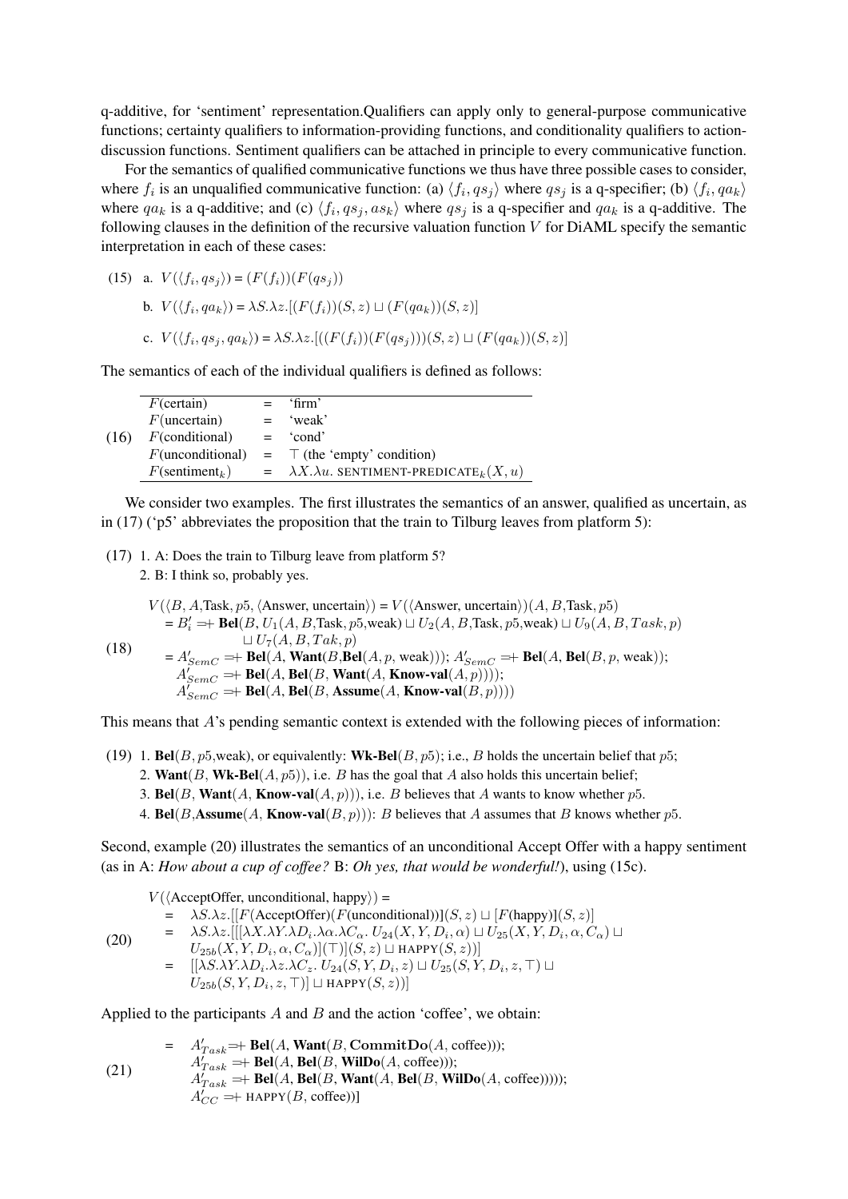q-additive, for 'sentiment' representation.Qualifiers can apply only to general-purpose communicative functions; certainty qualifiers to information-providing functions, and conditionality qualifiers to action-discussion functions. Sentiment qualifiers can be attached in principle to every communicative function.

For the semantics of qualified communicative functions we thus have three possible cases to consider, where $f_i$ is an unqualified communicative function: (a) $\langle f_i, qs_j \rangle$ where $qs_j$ is a q-specifier; (b) $\langle f_i, qa_k \rangle$ where $qa_k$ is a q-additive; and (c) $\langle f_i, qs_j, as_k \rangle$ where $qs_j$ is a q-specifier and $qa_k$ is a q-additive. The following clauses in the definition of the recursive valuation function $V$ for DiAML specify the semantic interpretation in each of these cases:

(15) a. $V(\langle f_i, qs_j \rangle) = (F(f_i))(F(qs_j))$

b. $V(\langle f_i, qa_k \rangle) = \lambda S.\lambda z.[(F(f_i))(S, z) \sqcup (F(qa_k))(S, z)]$

c. $V(\langle f_i, qs_j, qa_k \rangle) = \lambda S.\lambda z.[((F(f_i))(F(qs_j)))(S, z) \sqcup (F(qa_k))(S, z)]$

The semantics of each of the individual qualifiers is defined as follows:

(16)

| | | |
|---|---|---|
| $F$(certain) | = | 'firm' |
| $F$(uncertain) | = | 'weak' |
| $F$(conditional) | = | 'cond' |
| $F$(unconditional) | = | $\top$ (the 'empty' condition) |
| $F(\text{sentiment}_k)$ | = | $\lambda X.\lambda u.$ SENTIMENT-PREDICATE$_k(X, u)$ |

We consider two examples. The first illustrates the semantics of an answer, qualified as uncertain, as in (17) ('p5' abbreviates the proposition that the train to Tilburg leaves from platform 5):

(17) 1. A: Does the train to Tilburg leave from platform 5?
2. B: I think so, probably yes.

(18)
$$
\begin{aligned}
&V(\langle B, A, \text{Task}, p5, \langle \text{Answer, uncertain} \rangle) = V(\langle \text{Answer, uncertain} \rangle)(A, B, \text{Task}, p5)\\
&= B'_i =\!\!+ \textbf{Bel}(B, U_1(A, B, \text{Task}, p5, \text{weak}) \sqcup U_2(A, B, \text{Task}, p5, \text{weak}) \sqcup U_9(A, B, Task, p)\\
&\qquad \sqcup U_7(A, B, Tak, p)\\
&= A'_{SemC} =\!\!+ \textbf{Bel}(A, \textbf{Want}(B, \textbf{Bel}(A, p, \text{weak}))); A'_{SemC} =\!\!+ \textbf{Bel}(A, \textbf{Bel}(B, p, \text{weak}));\\
&\quad A'_{SemC} =\!\!+ \textbf{Bel}(A, \textbf{Bel}(B, \textbf{Want}(A, \textbf{Know-val}(A, p))));\\
&\quad A'_{SemC} =\!\!+ \textbf{Bel}(A, \textbf{Bel}(B, \textbf{Assume}(A, \textbf{Know-val}(B, p))))
\end{aligned}
$$

This means that $A$'s pending semantic context is extended with the following pieces of information:

(19) 1. **Bel**$(B, p5,\text{weak})$, or equivalently: **Wk-Bel**$(B, p5)$; i.e., $B$ holds the uncertain belief that $p5$;
2. **Want**$(B,$ **Wk-Bel**$(A, p5))$, i.e. $B$ has the goal that $A$ also holds this uncertain belief;
3. **Bel**$(B,$ **Want**$(A,$ **Know-val**$(A, p)))$, i.e. $B$ believes that $A$ wants to know whether $p5$.
4. **Bel**$(B,$**Assume**$(A,$ **Know-val**$(B, p)))$: $B$ believes that $A$ assumes that $B$ knows whether $p5$.

Second, example (20) illustrates the semantics of an unconditional Accept Offer with a happy sentiment (as in A: *How about a cup of coffee?* B: *Oh yes, that would be wonderful!*), using (15c).

(20)
$$
\begin{aligned}
&V(\langle \text{AcceptOffer, unconditional, happy} \rangle) =\\
&= \lambda S.\lambda z.[[F(\text{AcceptOffer})(F(\text{unconditional}))](S, z) \sqcup [F(\text{happy})](S, z)]\\
&= \lambda S.\lambda z.[[[\lambda X.\lambda Y.\lambda D_i.\lambda \alpha.\lambda C_\alpha.\ U_{24}(X, Y, D_i, \alpha) \sqcup U_{25}(X, Y, D_i, \alpha, C_\alpha) \sqcup\\
&\quad U_{25b}(X, Y, D_i, \alpha, C_\alpha)](\top)](S, z) \sqcup \text{HAPPY}(S, z))]\\
&= [[\lambda S.\lambda Y.\lambda D_i.\lambda z.\lambda C_z.\ U_{24}(S, Y, D_i, z) \sqcup U_{25}(S, Y, D_i, z, \top) \sqcup\\
&\quad U_{25b}(S, Y, D_i, z, \top)] \sqcup \text{HAPPY}(S, z))]
\end{aligned}
$$

Applied to the participants $A$ and $B$ and the action 'coffee', we obtain:

(21)
$$
\begin{aligned}
&= A'_{Task} =\!\!+ \textbf{Bel}(A, \textbf{Want}(B, \textbf{CommitDo}(A, \text{coffee})));\\
&\quad A'_{Task} =\!\!+ \textbf{Bel}(A, \textbf{Bel}(B, \textbf{WilDo}(A, \text{coffee})));\\
&\quad A'_{Task} =\!\!+ \textbf{Bel}(A, \textbf{Bel}(B, \textbf{Want}(A, \textbf{Bel}(B, \textbf{WilDo}(A, \text{coffee})))));\\
&\quad A'_{CC} =\!\!+ \text{HAPPY}(B, \text{coffee}))]
\end{aligned}
$$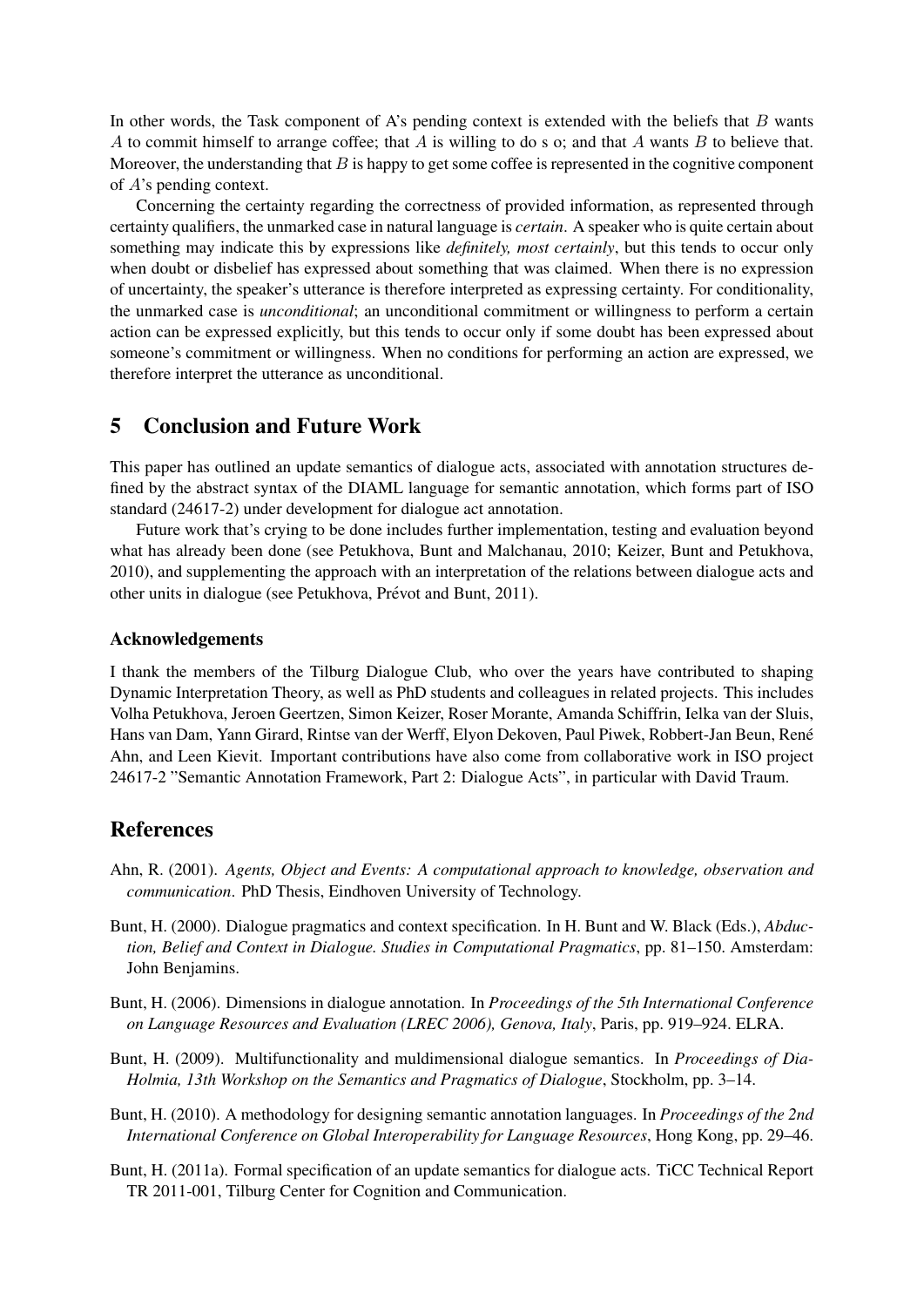In other words, the Task component of A's pending context is extended with the beliefs that $B$ wants $A$ to commit himself to arrange coffee; that $A$ is willing to do s o; and that $A$ wants $B$ to believe that. Moreover, the understanding that $B$ is happy to get some coffee is represented in the cognitive component of $A$'s pending context.

Concerning the certainty regarding the correctness of provided information, as represented through certainty qualifiers, the unmarked case in natural language is *certain*. A speaker who is quite certain about something may indicate this by expressions like *definitely, most certainly*, but this tends to occur only when doubt or disbelief has expressed about something that was claimed. When there is no expression of uncertainty, the speaker's utterance is therefore interpreted as expressing certainty. For conditionality, the unmarked case is *unconditional*; an unconditional commitment or willingness to perform a certain action can be expressed explicitly, but this tends to occur only if some doubt has been expressed about someone's commitment or willingness. When no conditions for performing an action are expressed, we therefore interpret the utterance as unconditional.

## 5 Conclusion and Future Work

This paper has outlined an update semantics of dialogue acts, associated with annotation structures defined by the abstract syntax of the DIAML language for semantic annotation, which forms part of ISO standard (24617-2) under development for dialogue act annotation.

Future work that's crying to be done includes further implementation, testing and evaluation beyond what has already been done (see Petukhova, Bunt and Malchanau, 2010; Keizer, Bunt and Petukhova, 2010), and supplementing the approach with an interpretation of the relations between dialogue acts and other units in dialogue (see Petukhova, Prévot and Bunt, 2011).

### Acknowledgements

I thank the members of the Tilburg Dialogue Club, who over the years have contributed to shaping Dynamic Interpretation Theory, as well as PhD students and colleagues in related projects. This includes Volha Petukhova, Jeroen Geertzen, Simon Keizer, Roser Morante, Amanda Schiffrin, Ielka van der Sluis, Hans van Dam, Yann Girard, Rintse van der Werff, Elyon Dekoven, Paul Piwek, Robbert-Jan Beun, René Ahn, and Leen Kievit. Important contributions have also come from collaborative work in ISO project 24617-2 "Semantic Annotation Framework, Part 2: Dialogue Acts", in particular with David Traum.

## References

Ahn, R. (2001). *Agents, Object and Events: A computational approach to knowledge, observation and communication*. PhD Thesis, Eindhoven University of Technology.

Bunt, H. (2000). Dialogue pragmatics and context specification. In H. Bunt and W. Black (Eds.), *Abduction, Belief and Context in Dialogue. Studies in Computational Pragmatics*, pp. 81–150. Amsterdam: John Benjamins.

Bunt, H. (2006). Dimensions in dialogue annotation. In *Proceedings of the 5th International Conference on Language Resources and Evaluation (LREC 2006), Genova, Italy*, Paris, pp. 919–924. ELRA.

Bunt, H. (2009). Multifunctionality and muldimensional dialogue semantics. In *Proceedings of Dia-Holmia, 13th Workshop on the Semantics and Pragmatics of Dialogue*, Stockholm, pp. 3–14.

Bunt, H. (2010). A methodology for designing semantic annotation languages. In *Proceedings of the 2nd International Conference on Global Interoperability for Language Resources*, Hong Kong, pp. 29–46.

Bunt, H. (2011a). Formal specification of an update semantics for dialogue acts. TiCC Technical Report TR 2011-001, Tilburg Center for Cognition and Communication.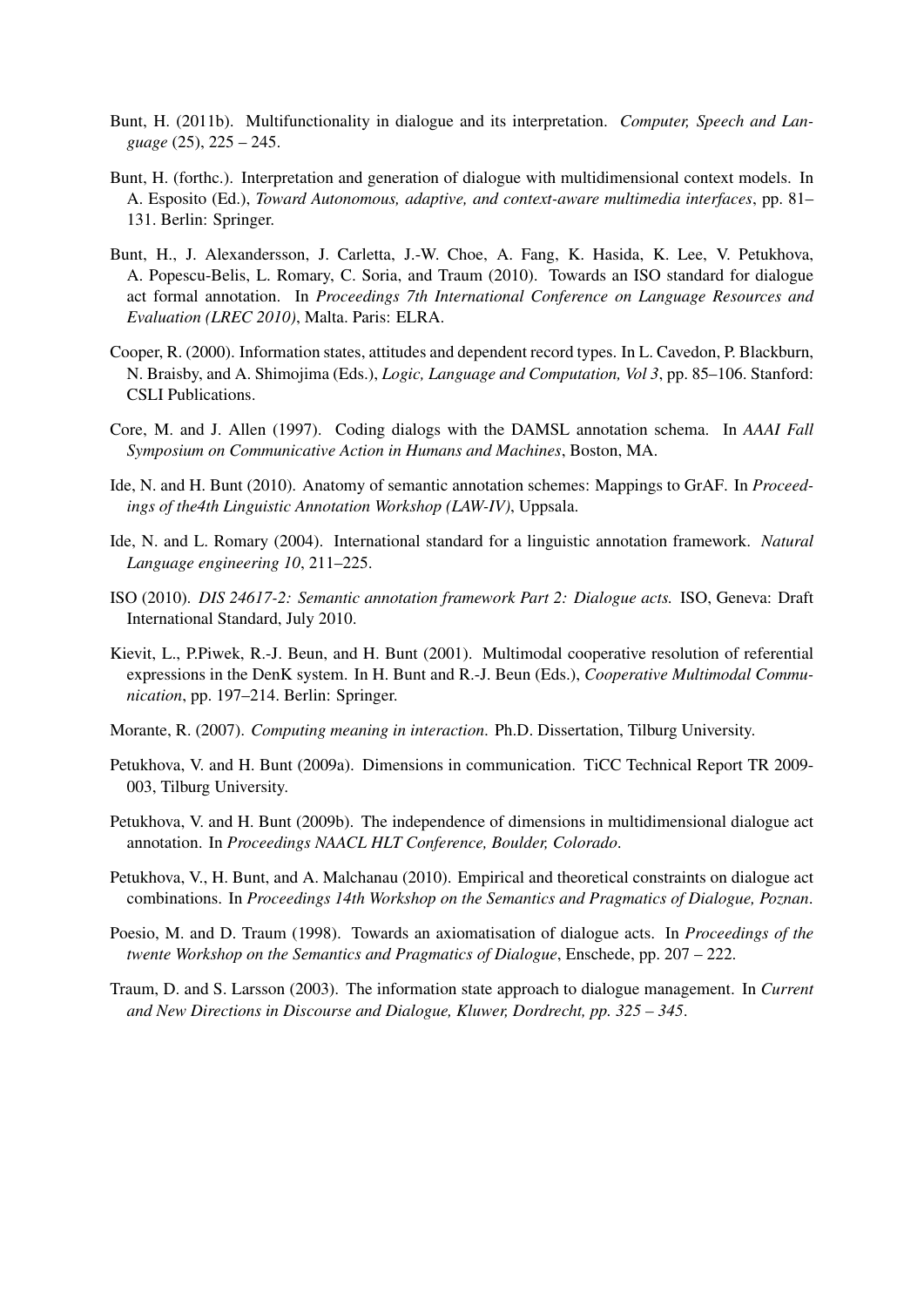Bunt, H. (2011b). Multifunctionality in dialogue and its interpretation. *Computer, Speech and Language* (25), 225 – 245.

Bunt, H. (forthc.). Interpretation and generation of dialogue with multidimensional context models. In A. Esposito (Ed.), *Toward Autonomous, adaptive, and context-aware multimedia interfaces*, pp. 81–131. Berlin: Springer.

Bunt, H., J. Alexandersson, J. Carletta, J.-W. Choe, A. Fang, K. Hasida, K. Lee, V. Petukhova, A. Popescu-Belis, L. Romary, C. Soria, and Traum (2010). Towards an ISO standard for dialogue act formal annotation. In *Proceedings 7th International Conference on Language Resources and Evaluation (LREC 2010)*, Malta. Paris: ELRA.

Cooper, R. (2000). Information states, attitudes and dependent record types. In L. Cavedon, P. Blackburn, N. Braisby, and A. Shimojima (Eds.), *Logic, Language and Computation, Vol 3*, pp. 85–106. Stanford: CSLI Publications.

Core, M. and J. Allen (1997). Coding dialogs with the DAMSL annotation schema. In *AAAI Fall Symposium on Communicative Action in Humans and Machines*, Boston, MA.

Ide, N. and H. Bunt (2010). Anatomy of semantic annotation schemes: Mappings to GrAF. In *Proceedings of the4th Linguistic Annotation Workshop (LAW-IV)*, Uppsala.

Ide, N. and L. Romary (2004). International standard for a linguistic annotation framework. *Natural Language engineering 10*, 211–225.

ISO (2010). *DIS 24617-2: Semantic annotation framework Part 2: Dialogue acts.* ISO, Geneva: Draft International Standard, July 2010.

Kievit, L., P.Piwek, R.-J. Beun, and H. Bunt (2001). Multimodal cooperative resolution of referential expressions in the DenK system. In H. Bunt and R.-J. Beun (Eds.), *Cooperative Multimodal Communication*, pp. 197–214. Berlin: Springer.

Morante, R. (2007). *Computing meaning in interaction*. Ph.D. Dissertation, Tilburg University.

Petukhova, V. and H. Bunt (2009a). Dimensions in communication. TiCC Technical Report TR 2009-003, Tilburg University.

Petukhova, V. and H. Bunt (2009b). The independence of dimensions in multidimensional dialogue act annotation. In *Proceedings NAACL HLT Conference, Boulder, Colorado*.

Petukhova, V., H. Bunt, and A. Malchanau (2010). Empirical and theoretical constraints on dialogue act combinations. In *Proceedings 14th Workshop on the Semantics and Pragmatics of Dialogue, Poznan*.

Poesio, M. and D. Traum (1998). Towards an axiomatisation of dialogue acts. In *Proceedings of the twente Workshop on the Semantics and Pragmatics of Dialogue*, Enschede, pp. 207 – 222.

Traum, D. and S. Larsson (2003). The information state approach to dialogue management. In *Current and New Directions in Discourse and Dialogue, Kluwer, Dordrecht, pp. 325 – 345*.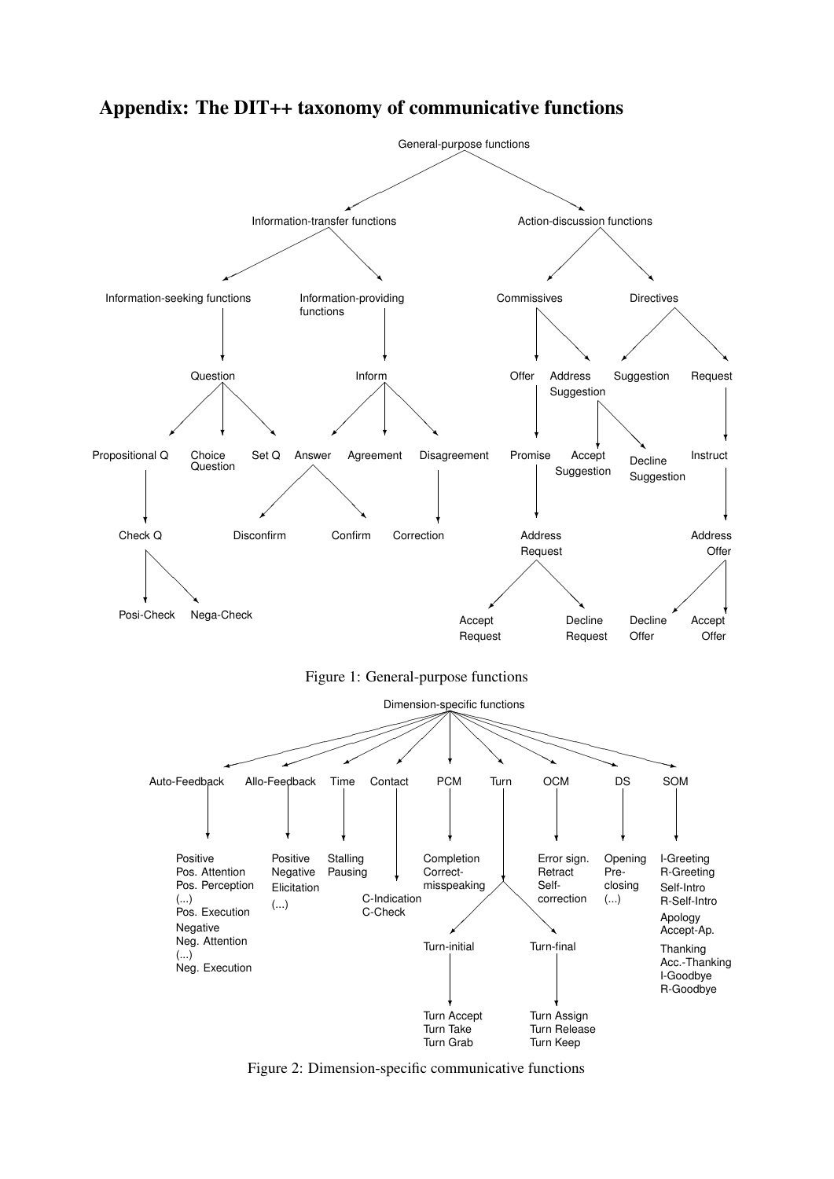## Appendix: The DIT++ taxonomy of communicative functions

General-purpose functions

Information-transfer functions

Action-discussion functions

Information-seeking functions

Information-providing functions

Commissives

Directives

Question

Inform

Offer

Address Suggestion

Suggestion

Request

Propositional Q

Choice Question

Set Q

Answer

Agreement

Disagreement

Promise

Accept Suggestion

Decline Suggestion

Instruct

Check Q

Disconfirm

Confirm

Correction

Address Request

Address Offer

Posi-Check

Nega-Check

Accept Request

Decline Request

Decline Offer

Accept Offer

Figure 1: General-purpose functions

Dimension-specific functions

Auto-Feedback

Allo-Feedback

Time

Contact

PCM

Turn

OCM

DS

SOM

Positive
Pos. Attention
Pos. Perception
(...)
Pos. Execution
Negative
Neg. Attention
(...)
Neg. Execution

Positive
Negative
Elicitation
(...)

Stalling
Pausing

C-Indication
C-Check

Completion
Correct-misspeaking

Turn-initial

Turn-final

Turn Accept
Turn Take
Turn Grab

Turn Assign
Turn Release
Turn Keep

Error sign.
Retract
Self-correction

Opening
Pre-closing
(...)

I-Greeting
R-Greeting
Self-Intro
R-Self-Intro
Apology
Accept-Ap.
Thanking
Acc.-Thanking
I-Goodbye
R-Goodbye

Figure 2: Dimension-specific communicative functions